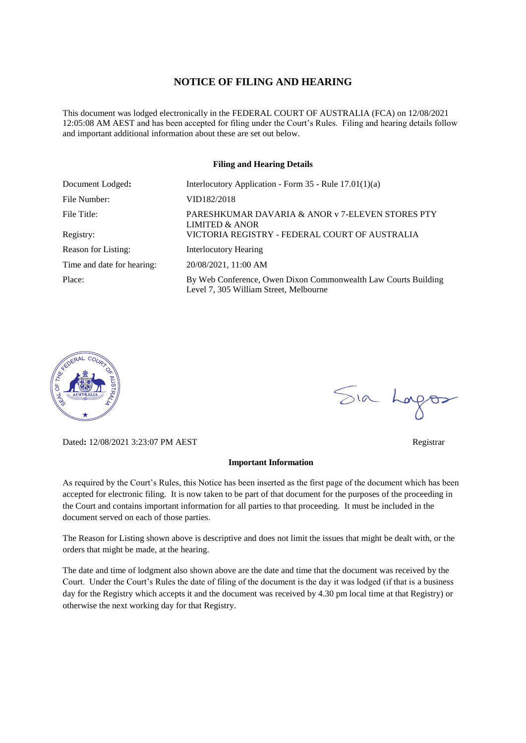# NOTICE OF FILING AND HEARING

This document was lodged electronically in the FEDERAL COURT OF AUSTRALIA (FCA) on 12/08/2021 12:05:08 AM AEST and has been accepted for filing under the Court's Rules. Filing and hearing details follow and important additional information about these are set out below.

## Filing and Hearing Details

| | |
|---|---|
| Document Lodged: | Interlocutory Application - Form 35 - Rule 17.01(1)(a) |
| File Number: | VID182/2018 |
| File Title: | PARESHKUMAR DAVARIA & ANOR v 7-ELEVEN STORES PTY LIMITED & ANOR |
| Registry: | VICTORIA REGISTRY - FEDERAL COURT OF AUSTRALIA |
| Reason for Listing: | Interlocutory Hearing |
| Time and date for hearing: | 20/08/2021, 11:00 AM |
| Place: | By Web Conference, Owen Dixon Commonwealth Law Courts Building Level 7, 305 William Street, Melbourne |

Dated: 12/08/2021 3:23:07 PM AEST

Registrar

## Important Information

As required by the Court's Rules, this Notice has been inserted as the first page of the document which has been accepted for electronic filing. It is now taken to be part of that document for the purposes of the proceeding in the Court and contains important information for all parties to that proceeding. It must be included in the document served on each of those parties.

The Reason for Listing shown above is descriptive and does not limit the issues that might be dealt with, or the orders that might be made, at the hearing.

The date and time of lodgment also shown above are the date and time that the document was received by the Court. Under the Court's Rules the date of filing of the document is the day it was lodged (if that is a business day for the Registry which accepts it and the document was received by 4.30 pm local time at that Registry) or otherwise the next working day for that Registry.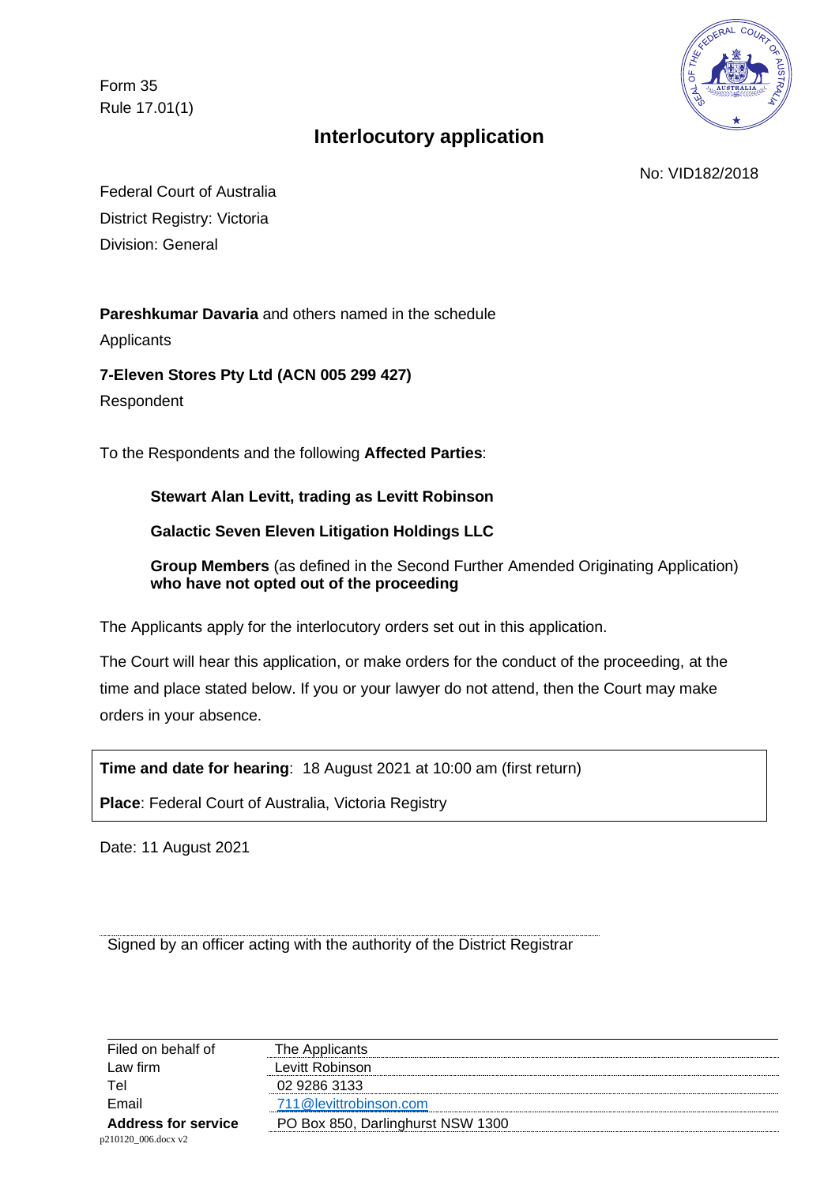Form 35
Rule 17.01(1)

# Interlocutory application

No: VID182/2018

Federal Court of Australia
District Registry: Victoria
Division: General

**Pareshkumar Davaria** and others named in the schedule
Applicants

**7-Eleven Stores Pty Ltd (ACN 005 299 427)**
Respondent

To the Respondents and the following **Affected Parties**:

> **Stewart Alan Levitt, trading as Levitt Robinson**
>
> **Galactic Seven Eleven Litigation Holdings LLC**
>
> **Group Members** (as defined in the Second Further Amended Originating Application) **who have not opted out of the proceeding**

The Applicants apply for the interlocutory orders set out in this application.

The Court will hear this application, or make orders for the conduct of the proceeding, at the time and place stated below. If you or your lawyer do not attend, then the Court may make orders in your absence.

**Time and date for hearing**: 18 August 2021 at 10:00 am (first return)

**Place**: Federal Court of Australia, Victoria Registry

Date: 11 August 2021

Signed by an officer acting with the authority of the District Registrar

| | |
|---|---|
| Filed on behalf of | The Applicants |
| Law firm | Levitt Robinson |
| Tel | 02 9286 3133 |
| Email | 711@levittrobinson.com |
| **Address for service** | PO Box 850, Darlinghurst NSW 1300 |

p210120_006.docx v2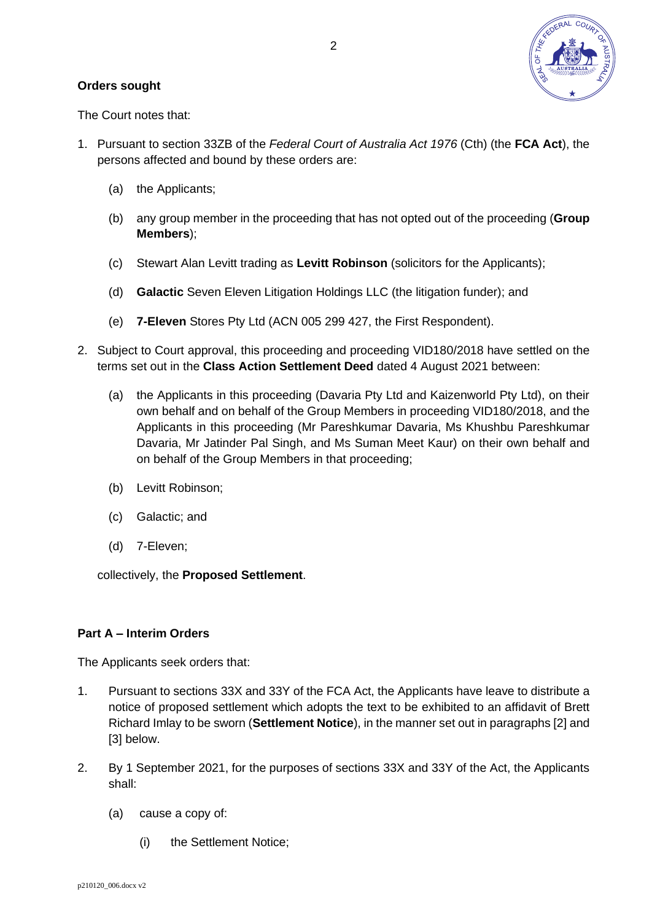**Orders sought**

The Court notes that:

1. Pursuant to section 33ZB of the *Federal Court of Australia Act 1976* (Cth) (the **FCA Act**), the persons affected and bound by these orders are:

   (a) the Applicants;

   (b) any group member in the proceeding that has not opted out of the proceeding (**Group Members**);

   (c) Stewart Alan Levitt trading as **Levitt Robinson** (solicitors for the Applicants);

   (d) **Galactic** Seven Eleven Litigation Holdings LLC (the litigation funder); and

   (e) **7-Eleven** Stores Pty Ltd (ACN 005 299 427, the First Respondent).

2. Subject to Court approval, this proceeding and proceeding VID180/2018 have settled on the terms set out in the **Class Action Settlement Deed** dated 4 August 2021 between:

   (a) the Applicants in this proceeding (Davaria Pty Ltd and Kaizenworld Pty Ltd), on their own behalf and on behalf of the Group Members in proceeding VID180/2018, and the Applicants in this proceeding (Mr Pareshkumar Davaria, Ms Khushbu Pareshkumar Davaria, Mr Jatinder Pal Singh, and Ms Suman Meet Kaur) on their own behalf and on behalf of the Group Members in that proceeding;

   (b) Levitt Robinson;

   (c) Galactic; and

   (d) 7-Eleven;

   collectively, the **Proposed Settlement**.

**Part A – Interim Orders**

The Applicants seek orders that:

1. Pursuant to sections 33X and 33Y of the FCA Act, the Applicants have leave to distribute a notice of proposed settlement which adopts the text to be exhibited to an affidavit of Brett Richard Imlay to be sworn (**Settlement Notice**), in the manner set out in paragraphs [2] and [3] below.

2. By 1 September 2021, for the purposes of sections 33X and 33Y of the Act, the Applicants shall:

   (a) cause a copy of:

      (i) the Settlement Notice;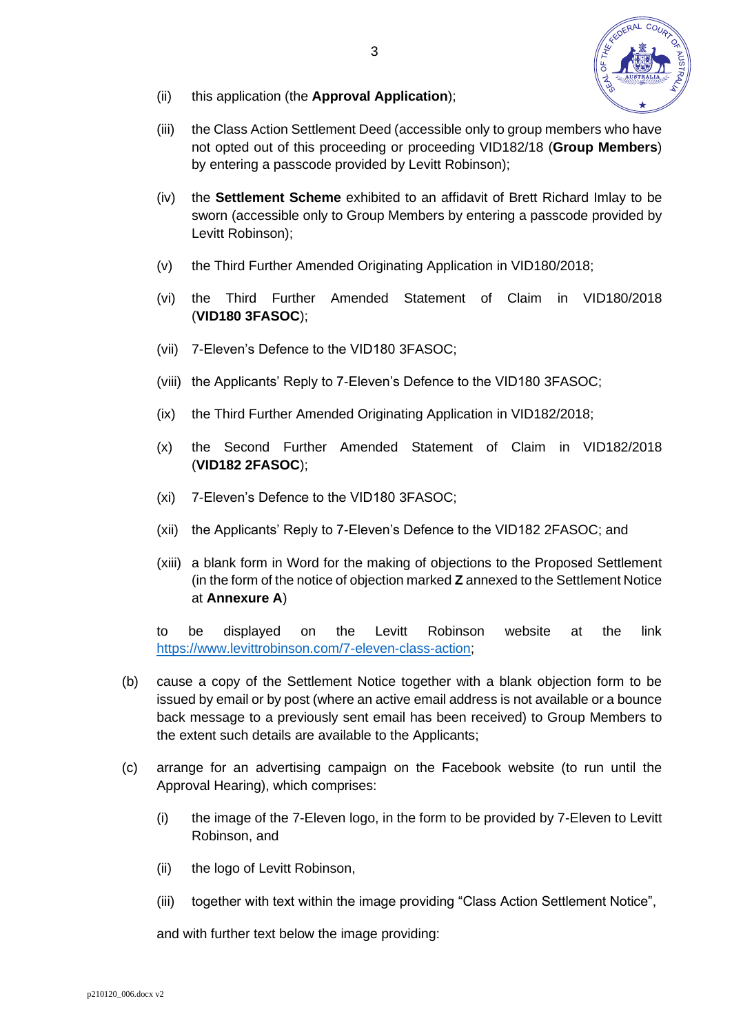(ii) this application (the **Approval Application**);

(iii) the Class Action Settlement Deed (accessible only to group members who have not opted out of this proceeding or proceeding VID182/18 (**Group Members**) by entering a passcode provided by Levitt Robinson);

(iv) the **Settlement Scheme** exhibited to an affidavit of Brett Richard Imlay to be sworn (accessible only to Group Members by entering a passcode provided by Levitt Robinson);

(v) the Third Further Amended Originating Application in VID180/2018;

(vi) the Third Further Amended Statement of Claim in VID180/2018 (**VID180 3FASOC**);

(vii) 7-Eleven's Defence to the VID180 3FASOC;

(viii) the Applicants' Reply to 7-Eleven's Defence to the VID180 3FASOC;

(ix) the Third Further Amended Originating Application in VID182/2018;

(x) the Second Further Amended Statement of Claim in VID182/2018 (**VID182 2FASOC**);

(xi) 7-Eleven's Defence to the VID180 3FASOC;

(xii) the Applicants' Reply to 7-Eleven's Defence to the VID182 2FASOC; and

(xiii) a blank form in Word for the making of objections to the Proposed Settlement (in the form of the notice of objection marked **Z** annexed to the Settlement Notice at **Annexure A**)

to be displayed on the Levitt Robinson website at the link https://www.levittrobinson.com/7-eleven-class-action;

(b) cause a copy of the Settlement Notice together with a blank objection form to be issued by email or by post (where an active email address is not available or a bounce back message to a previously sent email has been received) to Group Members to the extent such details are available to the Applicants;

(c) arrange for an advertising campaign on the Facebook website (to run until the Approval Hearing), which comprises:

(i) the image of the 7-Eleven logo, in the form to be provided by 7-Eleven to Levitt Robinson, and

(ii) the logo of Levitt Robinson,

(iii) together with text within the image providing "Class Action Settlement Notice",

and with further text below the image providing: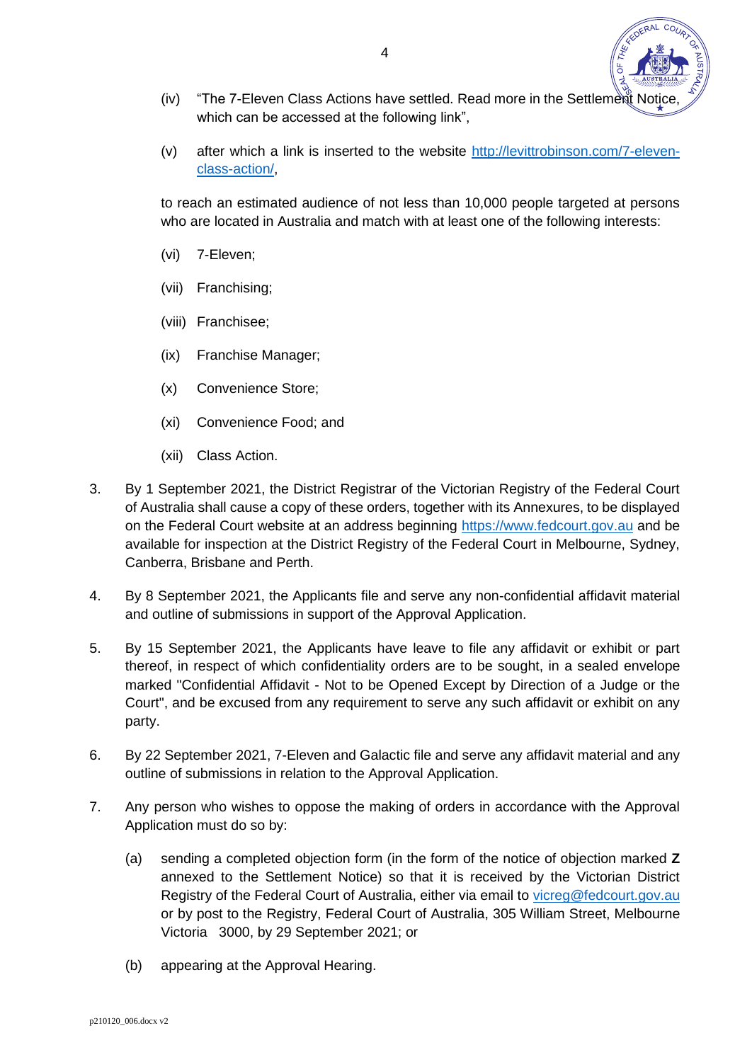(iv) "The 7-Eleven Class Actions have settled. Read more in the Settlement Notice, which can be accessed at the following link",

(v) after which a link is inserted to the website http://levittrobinson.com/7-eleven-class-action/,

to reach an estimated audience of not less than 10,000 people targeted at persons who are located in Australia and match with at least one of the following interests:

(vi) 7-Eleven;

(vii) Franchising;

(viii) Franchisee;

(ix) Franchise Manager;

(x) Convenience Store;

(xi) Convenience Food; and

(xii) Class Action.

3. By 1 September 2021, the District Registrar of the Victorian Registry of the Federal Court of Australia shall cause a copy of these orders, together with its Annexures, to be displayed on the Federal Court website at an address beginning https://www.fedcourt.gov.au and be available for inspection at the District Registry of the Federal Court in Melbourne, Sydney, Canberra, Brisbane and Perth.

4. By 8 September 2021, the Applicants file and serve any non-confidential affidavit material and outline of submissions in support of the Approval Application.

5. By 15 September 2021, the Applicants have leave to file any affidavit or exhibit or part thereof, in respect of which confidentiality orders are to be sought, in a sealed envelope marked "Confidential Affidavit - Not to be Opened Except by Direction of a Judge or the Court", and be excused from any requirement to serve any such affidavit or exhibit on any party.

6. By 22 September 2021, 7-Eleven and Galactic file and serve any affidavit material and any outline of submissions in relation to the Approval Application.

7. Any person who wishes to oppose the making of orders in accordance with the Approval Application must do so by:

   (a) sending a completed objection form (in the form of the notice of objection marked **Z** annexed to the Settlement Notice) so that it is received by the Victorian District Registry of the Federal Court of Australia, either via email to vicreg@fedcourt.gov.au or by post to the Registry, Federal Court of Australia, 305 William Street, Melbourne Victoria 3000, by 29 September 2021; or

   (b) appearing at the Approval Hearing.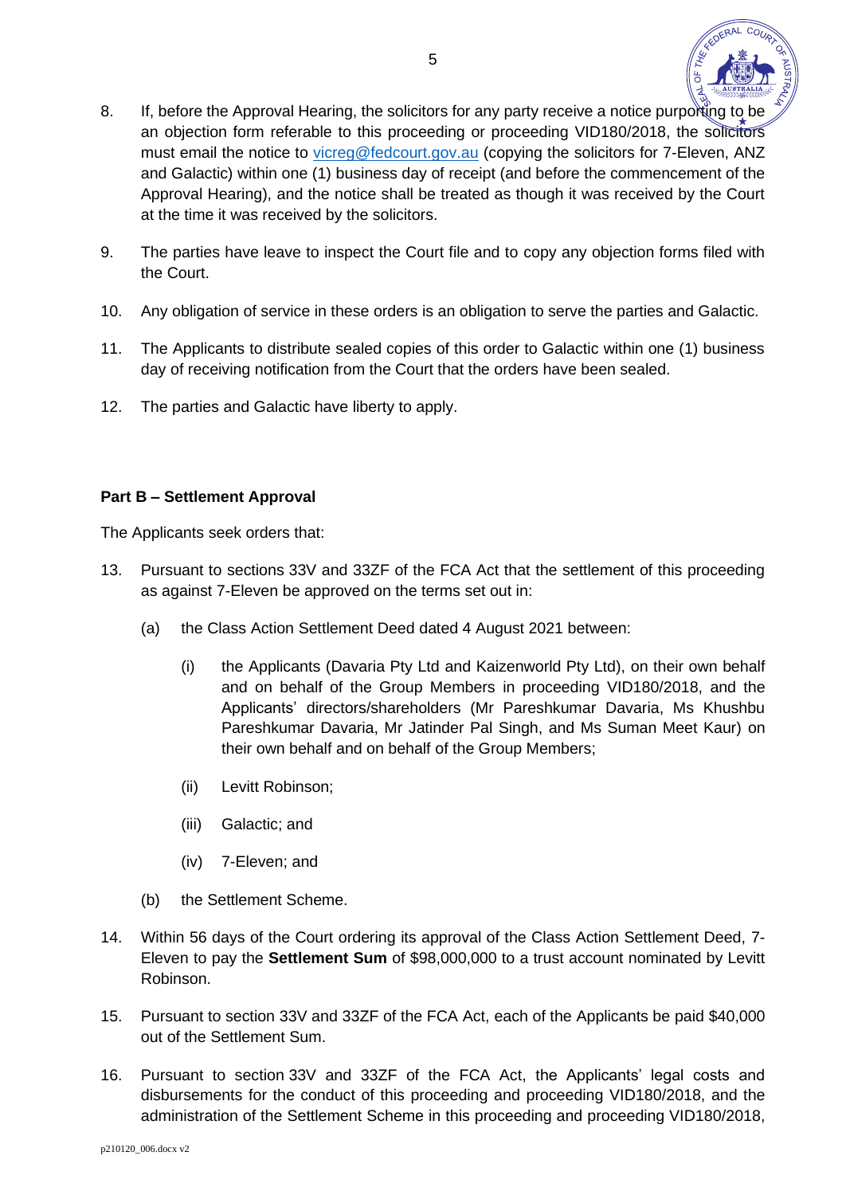8. If, before the Approval Hearing, the solicitors for any party receive a notice purporting to be an objection form referable to this proceeding or proceeding VID180/2018, the solicitors must email the notice to vicreg@fedcourt.gov.au (copying the solicitors for 7-Eleven, ANZ and Galactic) within one (1) business day of receipt (and before the commencement of the Approval Hearing), and the notice shall be treated as though it was received by the Court at the time it was received by the solicitors.

9. The parties have leave to inspect the Court file and to copy any objection forms filed with the Court.

10. Any obligation of service in these orders is an obligation to serve the parties and Galactic.

11. The Applicants to distribute sealed copies of this order to Galactic within one (1) business day of receiving notification from the Court that the orders have been sealed.

12. The parties and Galactic have liberty to apply.

**Part B – Settlement Approval**

The Applicants seek orders that:

13. Pursuant to sections 33V and 33ZF of the FCA Act that the settlement of this proceeding as against 7-Eleven be approved on the terms set out in:

    (a) the Class Action Settlement Deed dated 4 August 2021 between:

        (i) the Applicants (Davaria Pty Ltd and Kaizenworld Pty Ltd), on their own behalf and on behalf of the Group Members in proceeding VID180/2018, and the Applicants' directors/shareholders (Mr Pareshkumar Davaria, Ms Khushbu Pareshkumar Davaria, Mr Jatinder Pal Singh, and Ms Suman Meet Kaur) on their own behalf and on behalf of the Group Members;

        (ii) Levitt Robinson;

        (iii) Galactic; and

        (iv) 7-Eleven; and

    (b) the Settlement Scheme.

14. Within 56 days of the Court ordering its approval of the Class Action Settlement Deed, 7-Eleven to pay the **Settlement Sum** of $98,000,000 to a trust account nominated by Levitt Robinson.

15. Pursuant to section 33V and 33ZF of the FCA Act, each of the Applicants be paid $40,000 out of the Settlement Sum.

16. Pursuant to section 33V and 33ZF of the FCA Act, the Applicants' legal costs and disbursements for the conduct of this proceeding and proceeding VID180/2018, and the administration of the Settlement Scheme in this proceeding and proceeding VID180/2018,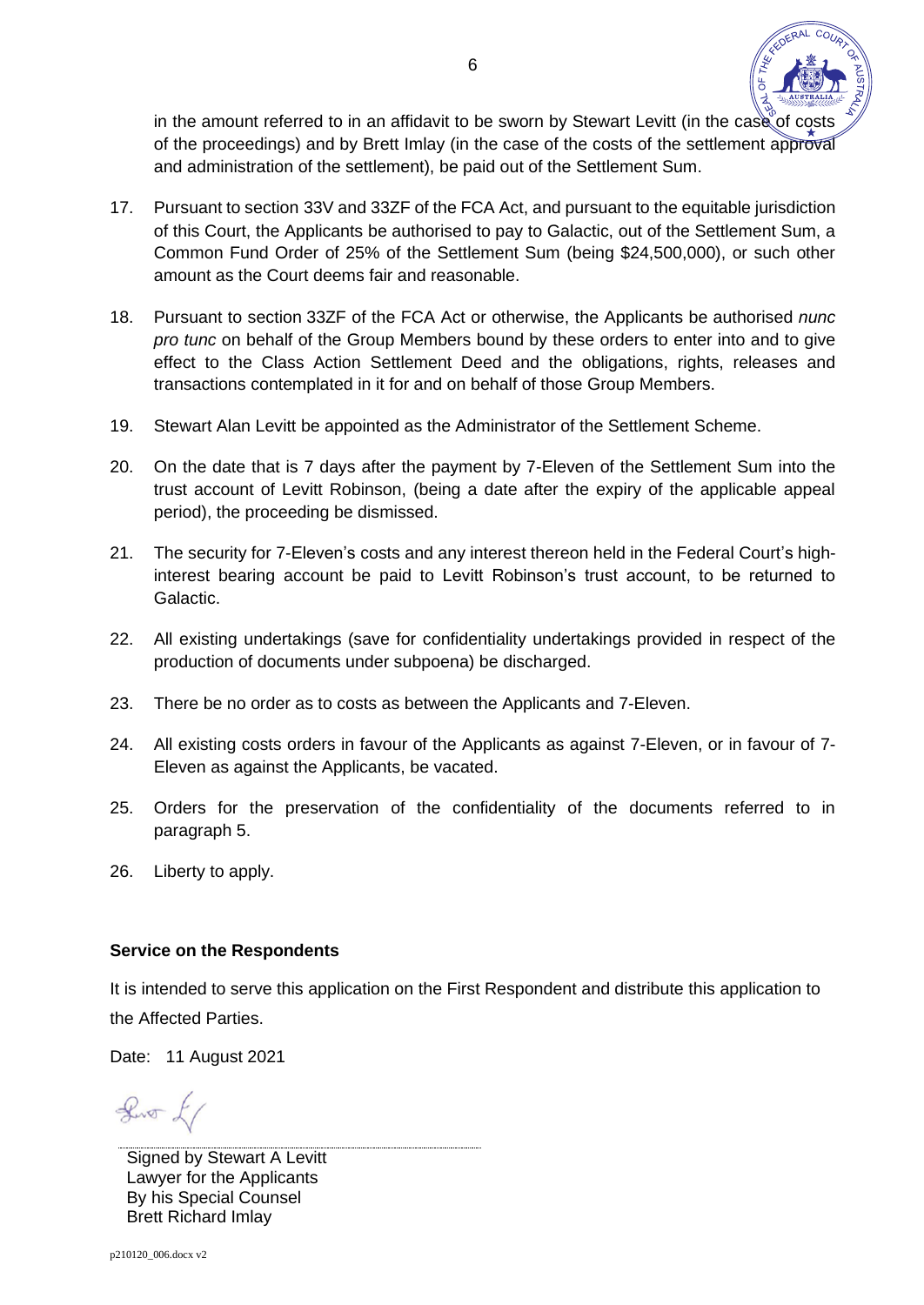in the amount referred to in an affidavit to be sworn by Stewart Levitt (in the case of costs of the proceedings) and by Brett Imlay (in the case of the costs of the settlement approval and administration of the settlement), be paid out of the Settlement Sum.

17. Pursuant to section 33V and 33ZF of the FCA Act, and pursuant to the equitable jurisdiction of this Court, the Applicants be authorised to pay to Galactic, out of the Settlement Sum, a Common Fund Order of 25% of the Settlement Sum (being $24,500,000), or such other amount as the Court deems fair and reasonable.

18. Pursuant to section 33ZF of the FCA Act or otherwise, the Applicants be authorised *nunc pro tunc* on behalf of the Group Members bound by these orders to enter into and to give effect to the Class Action Settlement Deed and the obligations, rights, releases and transactions contemplated in it for and on behalf of those Group Members.

19. Stewart Alan Levitt be appointed as the Administrator of the Settlement Scheme.

20. On the date that is 7 days after the payment by 7-Eleven of the Settlement Sum into the trust account of Levitt Robinson, (being a date after the expiry of the applicable appeal period), the proceeding be dismissed.

21. The security for 7-Eleven's costs and any interest thereon held in the Federal Court's high-interest bearing account be paid to Levitt Robinson's trust account, to be returned to Galactic.

22. All existing undertakings (save for confidentiality undertakings provided in respect of the production of documents under subpoena) be discharged.

23. There be no order as to costs as between the Applicants and 7-Eleven.

24. All existing costs orders in favour of the Applicants as against 7-Eleven, or in favour of 7-Eleven as against the Applicants, be vacated.

25. Orders for the preservation of the confidentiality of the documents referred to in paragraph 5.

26. Liberty to apply.

**Service on the Respondents**

It is intended to serve this application on the First Respondent and distribute this application to the Affected Parties.

Date: 11 August 2021

Signed by Stewart A Levitt
Lawyer for the Applicants
By his Special Counsel
Brett Richard Imlay

p210120_006.docx v2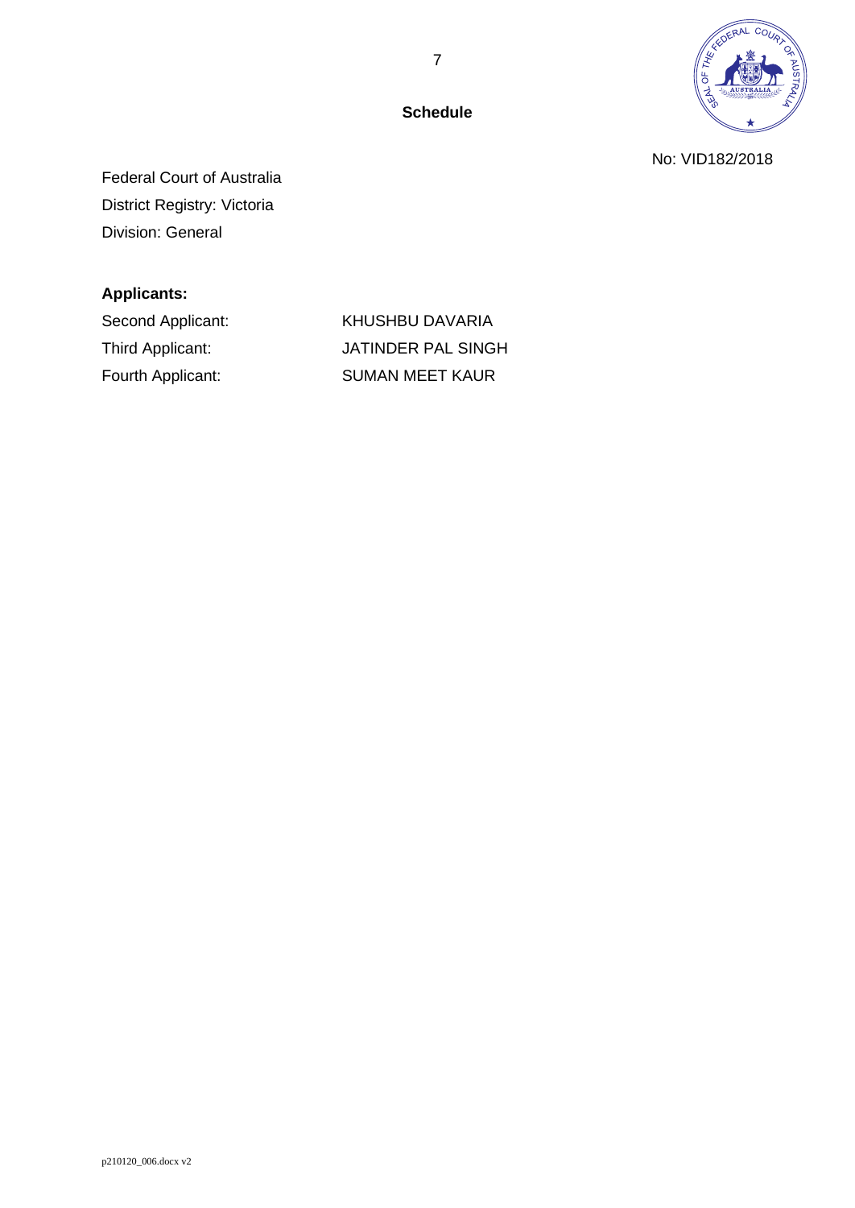**Schedule**

No: VID182/2018

Federal Court of Australia
District Registry: Victoria
Division: General

**Applicants:**

| | |
|---|---|
| Second Applicant: | KHUSHBU DAVARIA |
| Third Applicant: | JATINDER PAL SINGH |
| Fourth Applicant: | SUMAN MEET KAUR |

p210120_006.docx v2